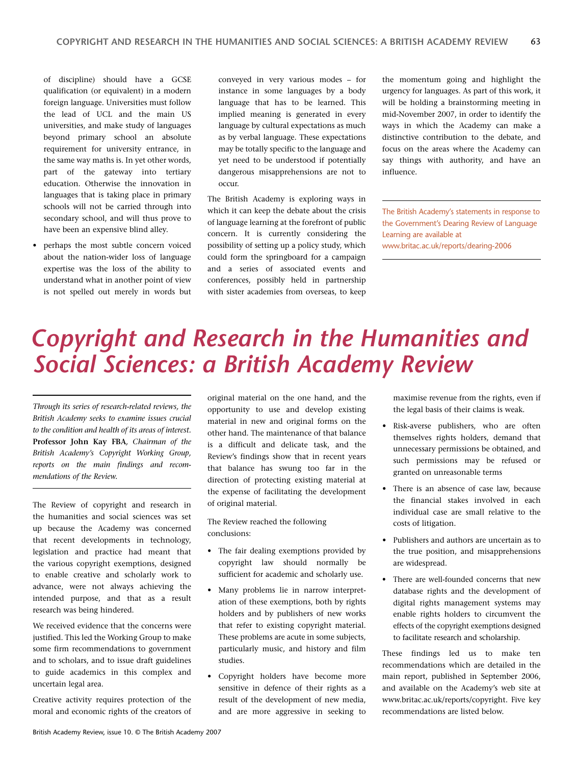of discipline) should have a GCSE qualification (or equivalent) in a modern foreign language. Universities must follow the lead of UCL and the main US universities, and make study of languages beyond primary school an absolute requirement for university entrance, in the same way maths is. In yet other words, part of the gateway into tertiary education. Otherwise the innovation in languages that is taking place in primary schools will not be carried through into secondary school, and will thus prove to have been an expensive blind alley.

- perhaps the most subtle concern voiced about the nation-wider loss of language expertise was the loss of the ability to understand what in another point of view is not spelled out merely in words but conveyed in very various modes – for instance in some languages by a body language that has to be learned. This implied meaning is generated in every language by cultural expectations as much as by verbal language. These expectations may be totally specific to the language and yet need to be understood if potentially dangerous misapprehensions are not to occur.

The British Academy is exploring ways in which it can keep the debate about the crisis of language learning at the forefront of public concern. It is currently considering the possibility of setting up a policy study, which could form the springboard for a campaign and a series of associated events and conferences, possibly held in partnership with sister academies from overseas, to keep the momentum going and highlight the urgency for languages. As part of this work, it will be holding a brainstorming meeting in mid-November 2007, in order to identify the ways in which the Academy can make a distinctive contribution to the debate, and focus on the areas where the Academy can say things with authority, and have an influence.

The British Academy's statements in response to the Government's Dearing Review of Language Learning are available at www.britac.ac.uk/reports/dearing-2006

# *Copyright and Research in the Humanities and Social Sciences: a British Academy Review*

*Through its series of research-related reviews, the British Academy seeks to examine issues crucial to the condition and health of its areas of interest.* **Professor John Kay FBA**, *Chairman of the British Academy's Copyright Working Group, reports on the main findings and recommendations of the Review.*

The Review of copyright and research in the humanities and social sciences was set up because the Academy was concerned that recent developments in technology, legislation and practice had meant that the various copyright exemptions, designed to enable creative and scholarly work to advance, were not always achieving the intended purpose, and that as a result research was being hindered.

We received evidence that the concerns were justified. This led the Working Group to make some firm recommendations to government and to scholars, and to issue draft guidelines to guide academics in this complex and uncertain legal area.

Creative activity requires protection of the moral and economic rights of the creators of original material on the one hand, and the opportunity to use and develop existing material in new and original forms on the other hand. The maintenance of that balance is a difficult and delicate task, and the Review's findings show that in recent years that balance has swung too far in the direction of protecting existing material at the expense of facilitating the development of original material.

The Review reached the following conclusions:

- The fair dealing exemptions provided by copyright law should normally be sufficient for academic and scholarly use.
- Many problems lie in narrow interpretation of these exemptions, both by rights holders and by publishers of new works that refer to existing copyright material. These problems are acute in some subjects, particularly music, and history and film studies.
- Copyright holders have become more sensitive in defence of their rights as a result of the development of new media, and are more aggressive in seeking to maximise revenue from the rights, even if the legal basis of their claims is weak.
- Risk-averse publishers, who are often themselves rights holders, demand that unnecessary permissions be obtained, and such permissions may be refused or granted on unreasonable terms
- There is an absence of case law, because the financial stakes involved in each individual case are small relative to the costs of litigation.
- Publishers and authors are uncertain as to the true position, and misapprehensions are widespread.
- There are well-founded concerns that new database rights and the development of digital rights management systems may enable rights holders to circumvent the effects of the copyright exemptions designed to facilitate research and scholarship.

These findings led us to make ten recommendations which are detailed in the main report, published in September 2006, and available on the Academy's web site at www.britac.ac.uk/reports/copyright. Five key recommendations are listed below.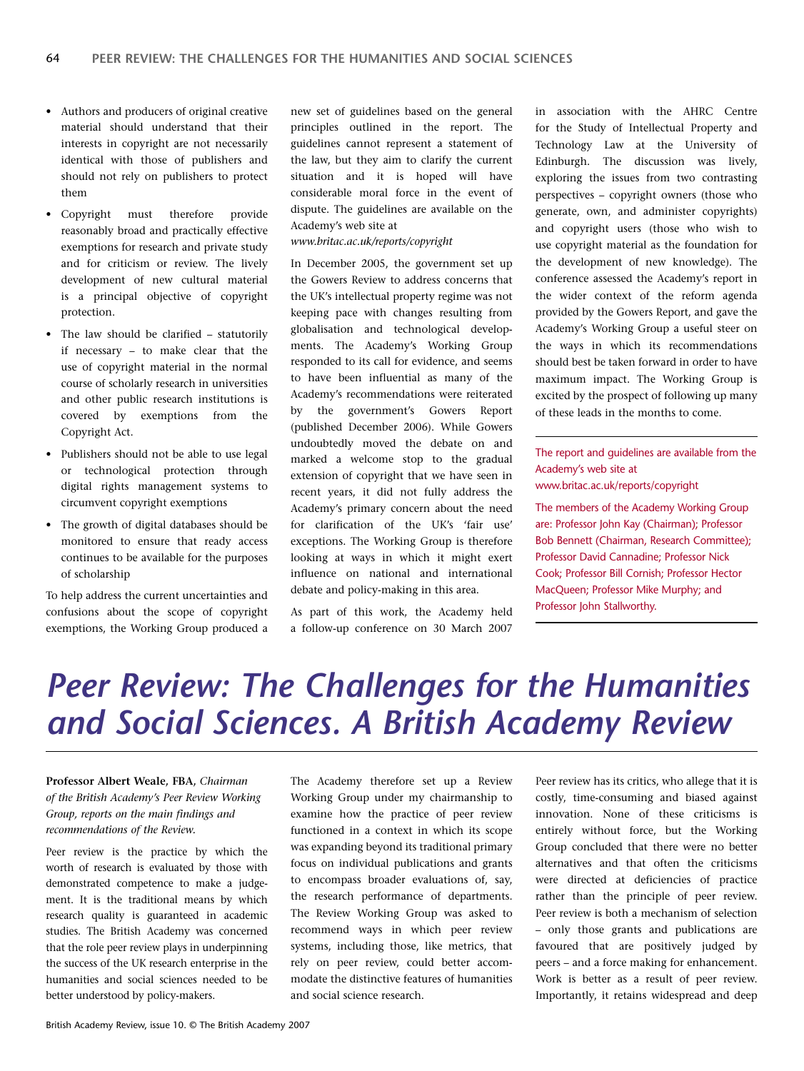- Authors and producers of original creative material should understand that their interests in copyright are not necessarily identical with those of publishers and should not rely on publishers to protect them
- Copyright must therefore provide reasonably broad and practically effective exemptions for research and private study and for criticism or review. The lively development of new cultural material is a principal objective of copyright protection.
- The law should be clarified – statutorily if necessary – to make clear that the use of copyright material in the normal course of scholarly research in universities and other public research institutions is covered by exemptions from the Copyright Act.
- Publishers should not be able to use legal or technological protection through digital rights management systems to circumvent copyright exemptions
- The growth of digital databases should be monitored to ensure that ready access continues to be available for the purposes of scholarship

To help address the current uncertainties and confusions about the scope of copyright exemptions, the Working Group produced a new set of guidelines based on the general principles outlined in the report. The guidelines cannot represent a statement of the law, but they aim to clarify the current situation and it is hoped will have considerable moral force in the event of dispute. The guidelines are available on the Academy's web site at *www.britac.ac.uk/reports/copyright*

In December 2005, the government set up the Gowers Review to address concerns that the UK's intellectual property regime was not keeping pace with changes resulting from globalisation and technological developments. The Academy's Working Group responded to its call for evidence, and seems to have been influential as many of the Academy's recommendations were reiterated by the government's Gowers Report (published December 2006). While Gowers undoubtedly moved the debate on and marked a welcome stop to the gradual extension of copyright that we have seen in recent years, it did not fully address the Academy's primary concern about the need for clarification of the UK's 'fair use' exceptions. The Working Group is therefore looking at ways in which it might exert influence on national and international debate and policy-making in this area.

As part of this work, the Academy held a follow-up conference on 30 March 2007 in association with the AHRC Centre for the Study of Intellectual Property and Technology Law at the University of Edinburgh. The discussion was lively, exploring the issues from two contrasting perspectives – copyright owners (those who generate, own, and administer copyrights) and copyright users (those who wish to use copyright material as the foundation for the development of new knowledge). The conference assessed the Academy's report in the wider context of the reform agenda provided by the Gowers Report, and gave the Academy's Working Group a useful steer on the ways in which its recommendations should best be taken forward in order to have maximum impact. The Working Group is excited by the prospect of following up many of these leads in the months to come.

The report and guidelines are available from the Academy's web site at www.britac.ac.uk/reports/copyright

The members of the Academy Working Group are: Professor John Kay (Chairman); Professor Bob Bennett (Chairman, Research Committee); Professor David Cannadine; Professor Nick Cook; Professor Bill Cornish; Professor Hector MacQueen; Professor Mike Murphy; and Professor John Stallworthy.

# *Peer Review: The Challenges for the Humanities and Social Sciences. A British Academy Review*

**Professor Albert Weale, FBA,** *Chairman of the British Academy's Peer Review Working Group, reports on the main findings and recommendations of the Review.*

Peer review is the practice by which the worth of research is evaluated by those with demonstrated competence to make a judgement. It is the traditional means by which research quality is guaranteed in academic studies. The British Academy was concerned that the role peer review plays in underpinning the success of the UK research enterprise in the humanities and social sciences needed to be better understood by policy-makers.

The Academy therefore set up a Review Working Group under my chairmanship to examine how the practice of peer review functioned in a context in which its scope was expanding beyond its traditional primary focus on individual publications and grants to encompass broader evaluations of, say, the research performance of departments. The Review Working Group was asked to recommend ways in which peer review systems, including those, like metrics, that rely on peer review, could better accommodate the distinctive features of humanities and social science research.

Peer review has its critics, who allege that it is costly, time-consuming and biased against innovation. None of these criticisms is entirely without force, but the Working Group concluded that there were no better alternatives and that often the criticisms were directed at deficiencies of practice rather than the principle of peer review. Peer review is both a mechanism of selection – only those grants and publications are favoured that are positively judged by peers – and a force making for enhancement. Work is better as a result of peer review. Importantly, it retains widespread and deep